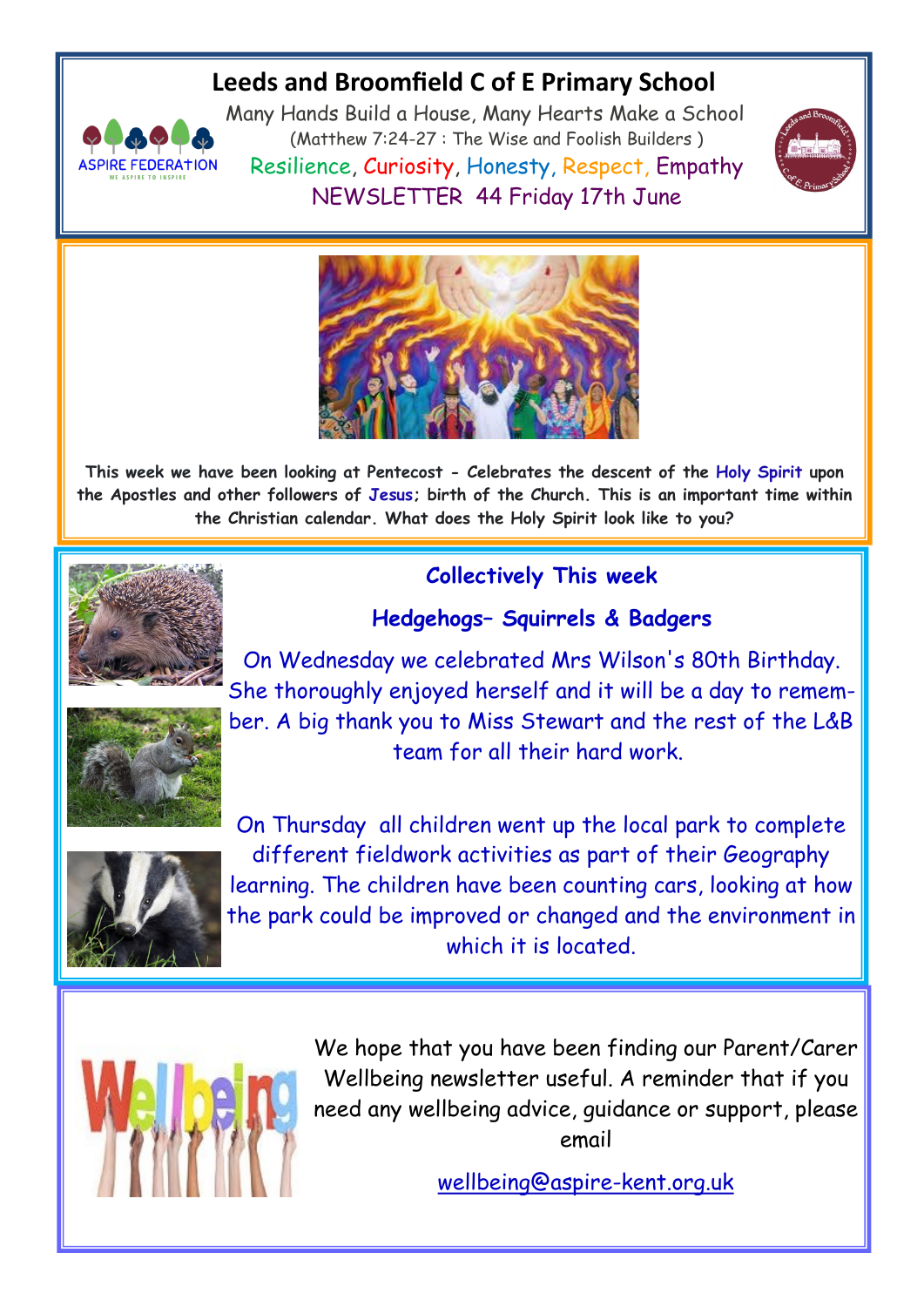# Leeds and Broomfield C of E Primary School

Many Hands Build a House, Many Hearts Make a School

(Matthew 7:24-27 : The Wise and Foolish Builders )

Resilience, Curiosity, Honesty, Respect, Empathy

NEWSLETTER 44 Friday 17th June

This week we have been looking at Pentecost - Celebrates the descent of the Holy Spirit upon the Apostles and other followers of Jesus; birth of the Church. This is an important time within the Christian calendar. What does the Holy Spirit look like to you?

## Collectively This week

### Hedgehogs– Squirrels & Badgers

On Wednesday we celebrated Mrs Wilson's 80th Birthday. She thoroughly enjoyed herself and it will be a day to remember. A big thank you to Miss Stewart and the rest of the L&B team for all their hard work.

On Thursday all children went up the local park to complete different fieldwork activities as part of their Geography learning. The children have been counting cars, looking at how the park could be improved or changed and the environment in which it is located.

We hope that you have been finding our Parent/Carer Wellbeing newsletter useful. A reminder that if you need any wellbeing advice, guidance or support, please email

wellbeing@aspire-kent.org.uk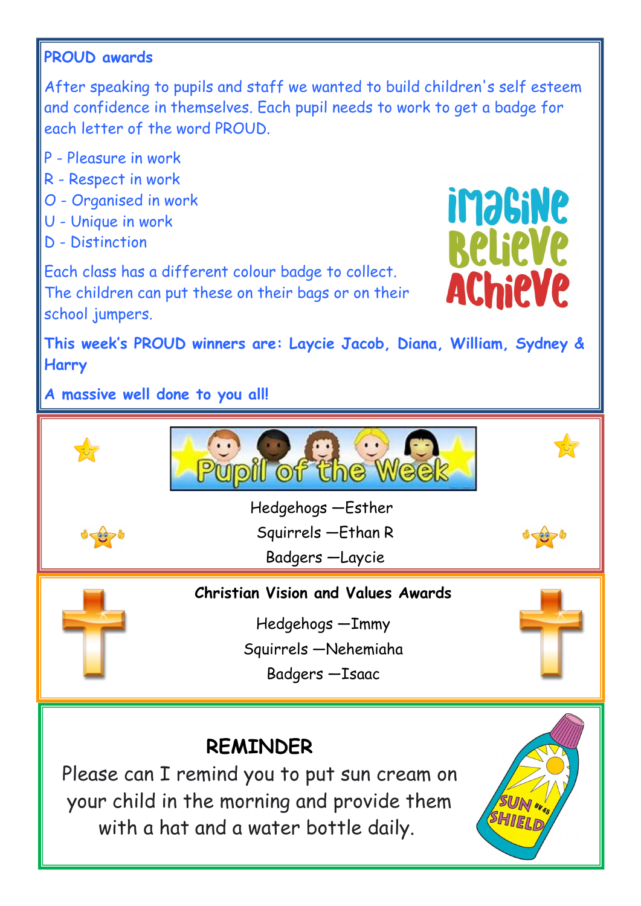## PROUD awards

After speaking to pupils and staff we wanted to build children's self esteem and confidence in themselves. Each pupil needs to work to get a badge for each letter of the word PROUD.

P - Pleasure in work
R - Respect in work
O - Organised in work
U - Unique in work
D - Distinction

Each class has a different colour badge to collect. The children can put these on their bags or on their school jumpers.

Imagine Believe Achieve

**This week's PROUD winners are: Laycie Jacob, Diana, William, Sydney & Harry**

**A massive well done to you all!**

## Pupil of the Week

Hedgehogs —Esther
Squirrels —Ethan R
Badgers —Laycie

## Christian Vision and Values Awards

Hedgehogs —Immy
Squirrels —Nehemiaha
Badgers —Isaac

## REMINDER

Please can I remind you to put sun cream on your child in the morning and provide them with a hat and a water bottle daily.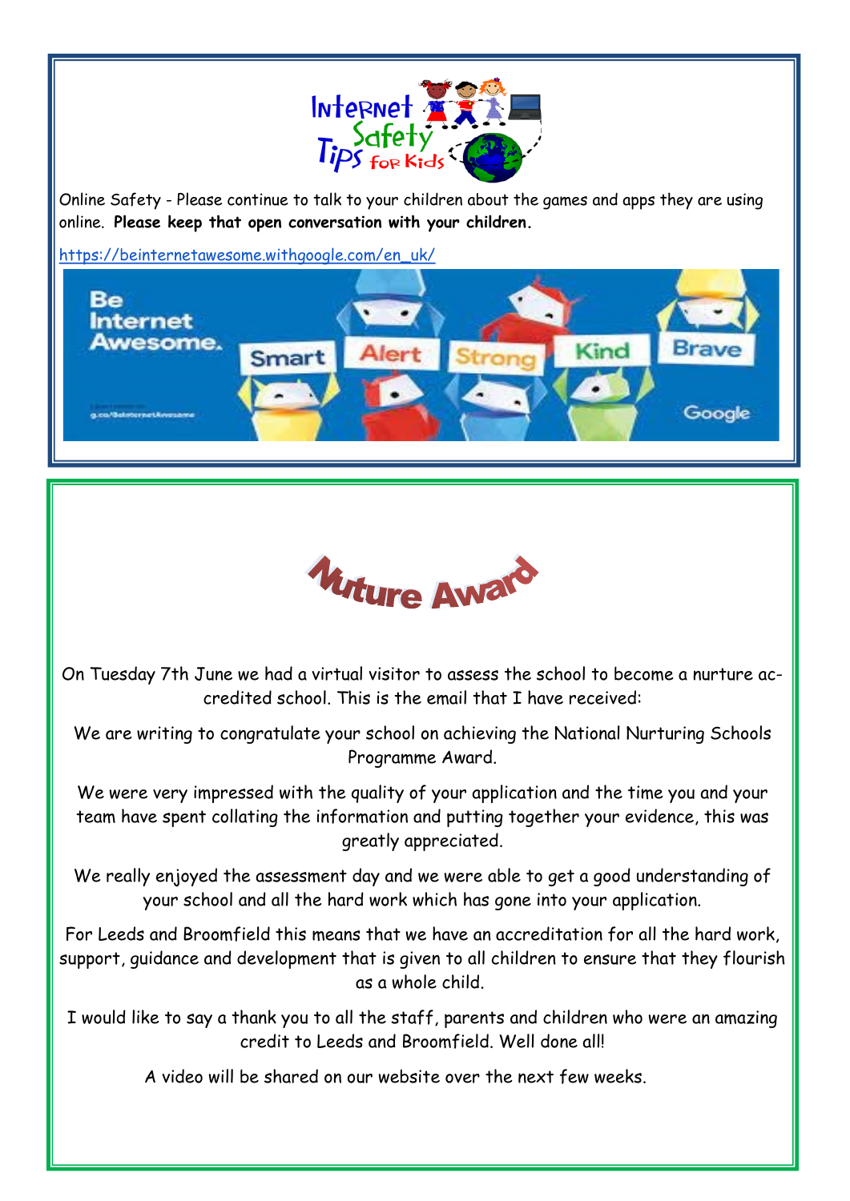# Internet Safety Tips for Kids

Online Safety - Please continue to talk to your children about the games and apps they are using online. **Please keep that open conversation with your children.**

https://beinternetawesome.withgoogle.com/en_uk/

Be Internet Awesome. Smart Alert Strong Kind Brave

# Nuture Award

On Tuesday 7th June we had a virtual visitor to assess the school to become a nurture accredited school. This is the email that I have received:

We are writing to congratulate your school on achieving the National Nurturing Schools Programme Award.

We were very impressed with the quality of your application and the time you and your team have spent collating the information and putting together your evidence, this was greatly appreciated.

We really enjoyed the assessment day and we were able to get a good understanding of your school and all the hard work which has gone into your application.

For Leeds and Broomfield this means that we have an accreditation for all the hard work, support, guidance and development that is given to all children to ensure that they flourish as a whole child.

I would like to say a thank you to all the staff, parents and children who were an amazing credit to Leeds and Broomfield. Well done all!

A video will be shared on our website over the next few weeks.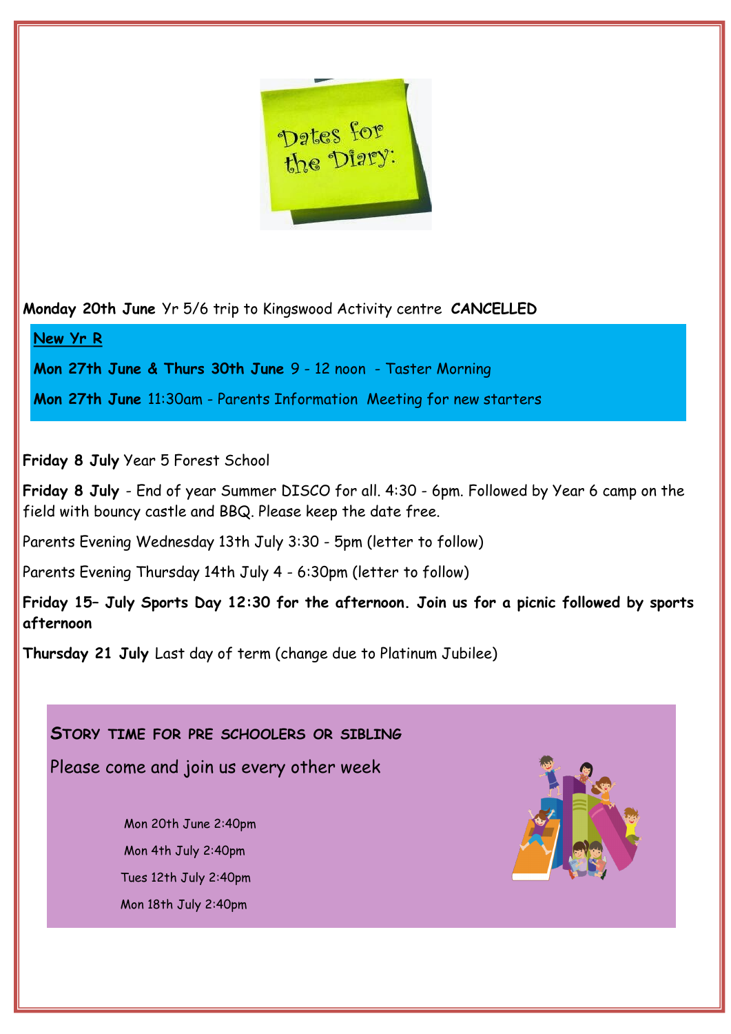# Dates for the Diary:

**Monday 20th June** Yr 5/6 trip to Kingswood Activity centre **CANCELLED**

**New Yr R**

**Mon 27th June & Thurs 30th June** 9 - 12 noon - Taster Morning

**Mon 27th June** 11:30am - Parents Information Meeting for new starters

**Friday 8 July** Year 5 Forest School

**Friday 8 July** - End of year Summer DISCO for all. 4:30 - 6pm. Followed by Year 6 camp on the field with bouncy castle and BBQ. Please keep the date free.

Parents Evening Wednesday 13th July 3:30 - 5pm (letter to follow)

Parents Evening Thursday 14th July 4 - 6:30pm (letter to follow)

**Friday 15– July Sports Day 12:30 for the afternoon. Join us for a picnic followed by sports afternoon**

**Thursday 21 July** Last day of term (change due to Platinum Jubilee)

**Story time for pre schoolers or sibling**

Please come and join us every other week

Mon 20th June 2:40pm

Mon 4th July 2:40pm

Tues 12th July 2:40pm

Mon 18th July 2:40pm